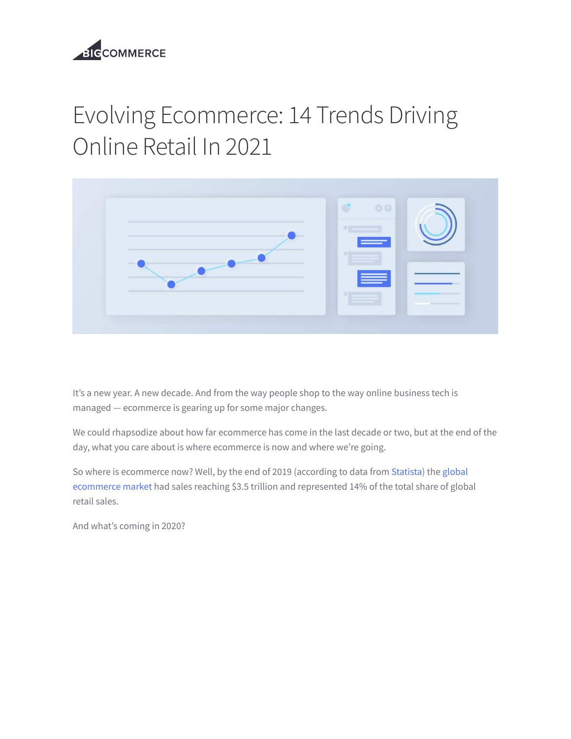# Evolving Ecommerce: 14 Trends Driving Online Retail In 2021

It's a new year. A new decade. And from the way people shop to the way online business tech is managed — ecommerce is gearing up for some major changes.

We could rhapsodize about how far ecommerce has come in the last decade or two, but at the end of the day, what you care about is where ecommerce is now and where we're going.

So where is ecommerce now? Well, by the end of 2019 (according to data from Statista) the global ecommerce market had sales reaching $3.5 trillion and represented 14% of the total share of global retail sales.

And what's coming in 2020?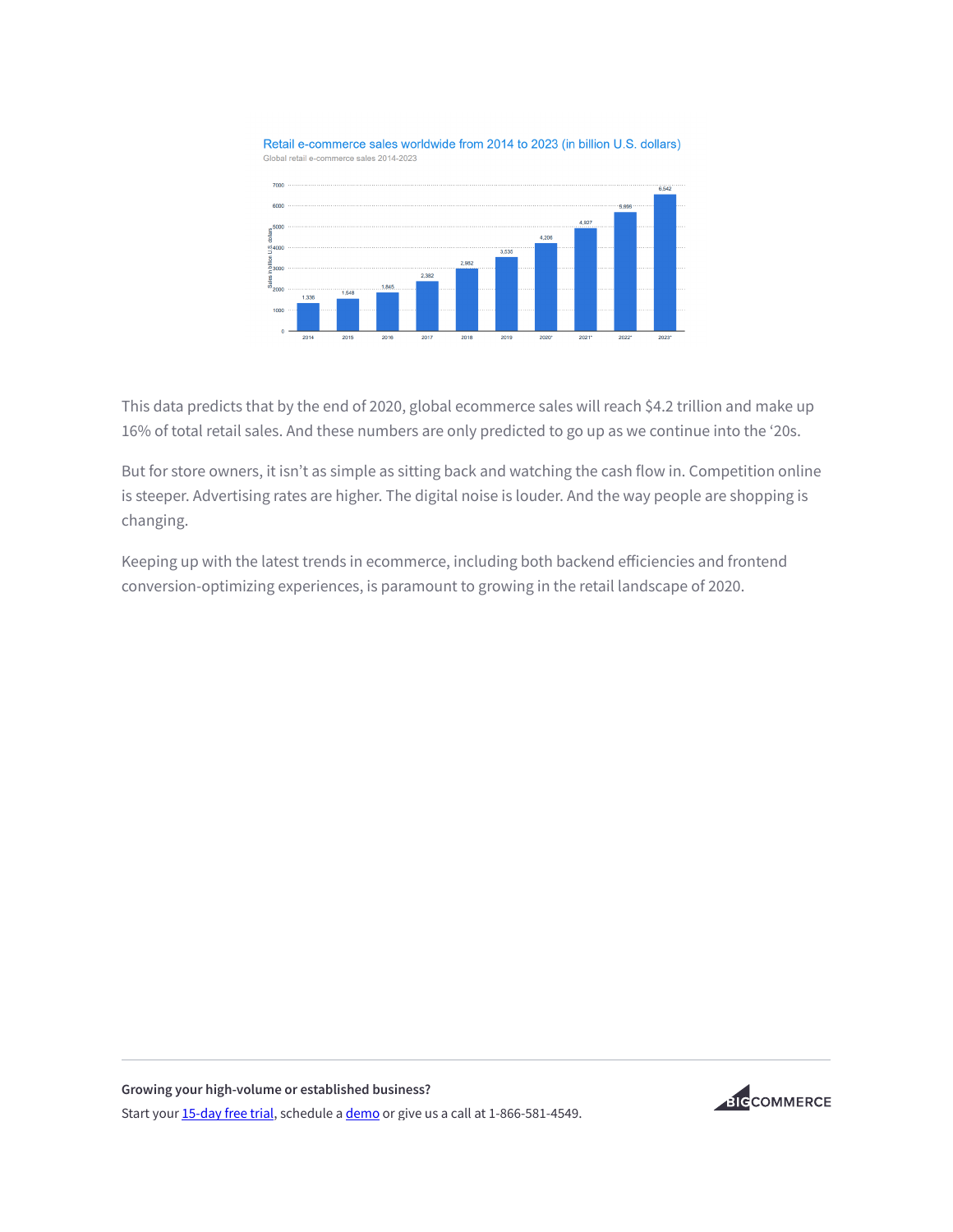Retail e-commerce sales worldwide from 2014 to 2023 (in billion U.S. dollars)

Global retail e-commerce sales 2014-2023

Sales in billion U.S. dollars

7000
6000
5000
4000
3000
2000
1000
0

1,336
1,548
1,845
2,382
2,982
3,535
4,206
4,927
5,695
6,542

2014
2015
2016
2017
2018
2019
2020*
2021*
2022*
2023*

This data predicts that by the end of 2020, global ecommerce sales will reach $4.2 trillion and make up 16% of total retail sales. And these numbers are only predicted to go up as we continue into the '20s.

But for store owners, it isn't as simple as sitting back and watching the cash flow in. Competition online is steeper. Advertising rates are higher. The digital noise is louder. And the way people are shopping is changing.

Keeping up with the latest trends in ecommerce, including both backend efficiencies and frontend conversion-optimizing experiences, is paramount to growing in the retail landscape of 2020.

**Growing your high-volume or established business?**

Start your 15-day free trial, schedule a demo or give us a call at 1-866-581-4549.

BIGCOMMERCE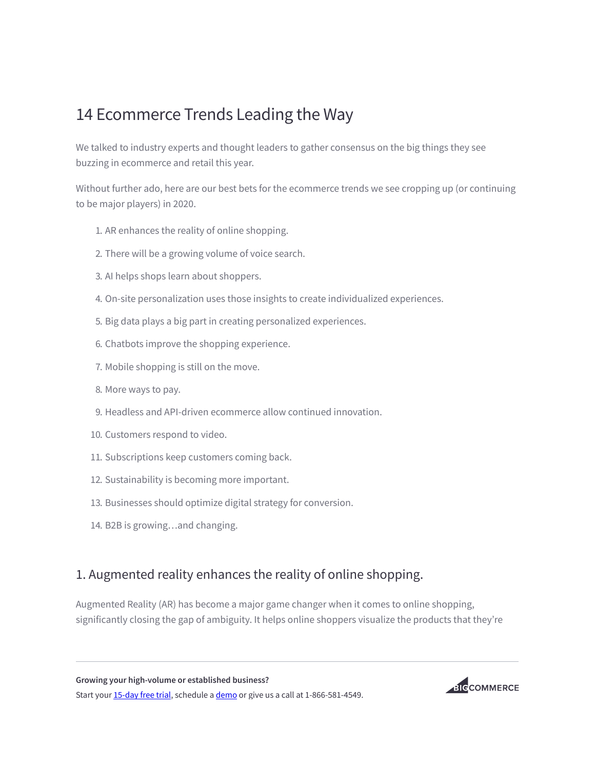# 14 Ecommerce Trends Leading the Way

We talked to industry experts and thought leaders to gather consensus on the big things they see buzzing in ecommerce and retail this year.

Without further ado, here are our best bets for the ecommerce trends we see cropping up (or continuing to be major players) in 2020.

1. AR enhances the reality of online shopping.
2. There will be a growing volume of voice search.
3. AI helps shops learn about shoppers.
4. On-site personalization uses those insights to create individualized experiences.
5. Big data plays a big part in creating personalized experiences.
6. Chatbots improve the shopping experience.
7. Mobile shopping is still on the move.
8. More ways to pay.
9. Headless and API-driven ecommerce allow continued innovation.
10. Customers respond to video.
11. Subscriptions keep customers coming back.
12. Sustainability is becoming more important.
13. Businesses should optimize digital strategy for conversion.
14. B2B is growing…and changing.

## 1. Augmented reality enhances the reality of online shopping.

Augmented Reality (AR) has become a major game changer when it comes to online shopping, significantly closing the gap of ambiguity. It helps online shoppers visualize the products that they're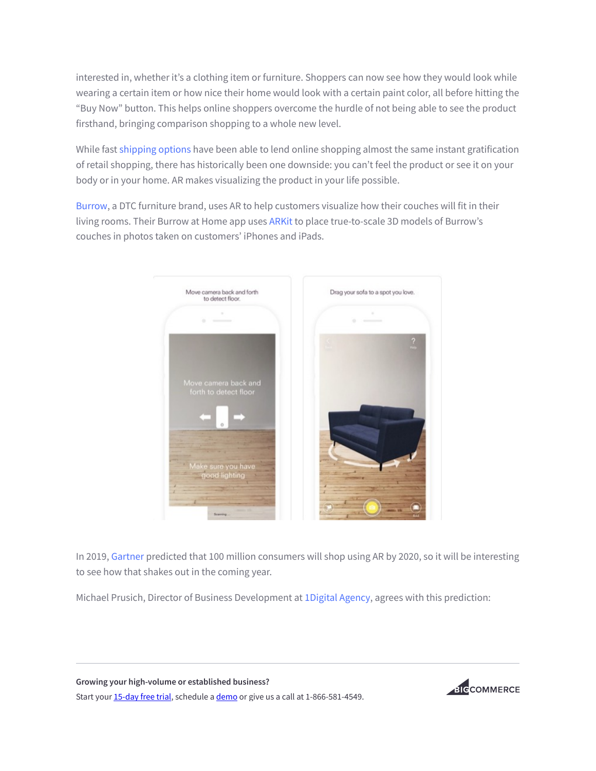interested in, whether it's a clothing item or furniture. Shoppers can now see how they would look while wearing a certain item or how nice their home would look with a certain paint color, all before hitting the "Buy Now" button. This helps online shoppers overcome the hurdle of not being able to see the product firsthand, bringing comparison shopping to a whole new level.

While fast shipping options have been able to lend online shopping almost the same instant gratification of retail shopping, there has historically been one downside: you can't feel the product or see it on your body or in your home. AR makes visualizing the product in your life possible.

Burrow, a DTC furniture brand, uses AR to help customers visualize how their couches will fit in their living rooms. Their Burrow at Home app uses ARKit to place true-to-scale 3D models of Burrow's couches in photos taken on customers' iPhones and iPads.

In 2019, Gartner predicted that 100 million consumers will shop using AR by 2020, so it will be interesting to see how that shakes out in the coming year.

Michael Prusich, Director of Business Development at 1Digital Agency, agrees with this prediction: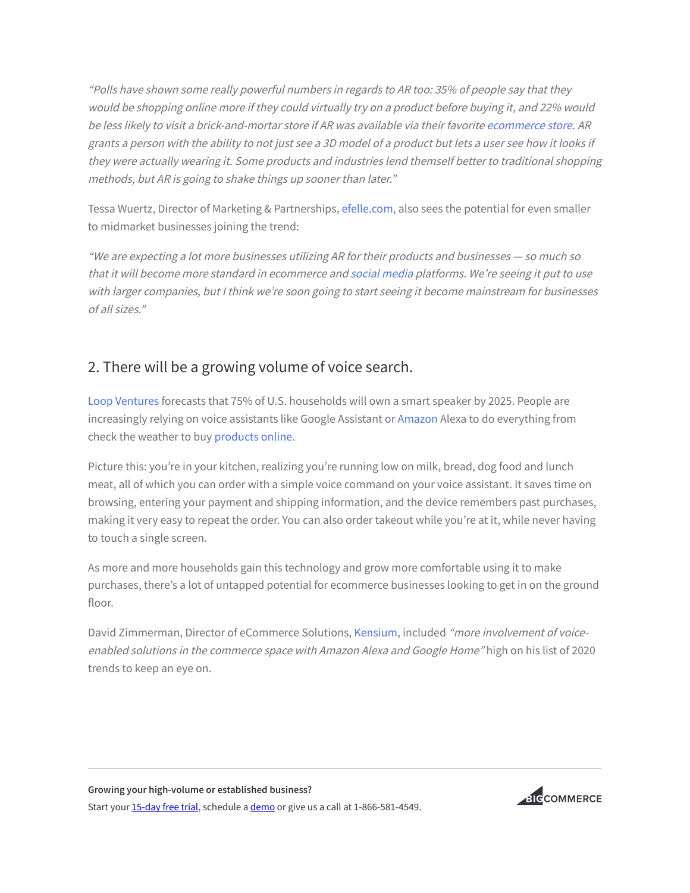*"Polls have shown some really powerful numbers in regards to AR too: 35% of people say that they would be shopping online more if they could virtually try on a product before buying it, and 22% would be less likely to visit a brick-and-mortar store if AR was available via their favorite ecommerce store. AR grants a person with the ability to not just see a 3D model of a product but lets a user see how it looks if they were actually wearing it. Some products and industries lend themself better to traditional shopping methods, but AR is going to shake things up sooner than later."*

Tessa Wuertz, Director of Marketing & Partnerships, efelle.com, also sees the potential for even smaller to midmarket businesses joining the trend:

*"We are expecting a lot more businesses utilizing AR for their products and businesses — so much so that it will become more standard in ecommerce and social media platforms. We're seeing it put to use with larger companies, but I think we're soon going to start seeing it become mainstream for businesses of all sizes."*

## 2. There will be a growing volume of voice search.

Loop Ventures forecasts that 75% of U.S. households will own a smart speaker by 2025. People are increasingly relying on voice assistants like Google Assistant or Amazon Alexa to do everything from check the weather to buy products online.

Picture this: you're in your kitchen, realizing you're running low on milk, bread, dog food and lunch meat, all of which you can order with a simple voice command on your voice assistant. It saves time on browsing, entering your payment and shipping information, and the device remembers past purchases, making it very easy to repeat the order. You can also order takeout while you're at it, while never having to touch a single screen.

As more and more households gain this technology and grow more comfortable using it to make purchases, there's a lot of untapped potential for ecommerce businesses looking to get in on the ground floor.

David Zimmerman, Director of eCommerce Solutions, Kensium, included *"more involvement of voice-enabled solutions in the commerce space with Amazon Alexa and Google Home"* high on his list of 2020 trends to keep an eye on.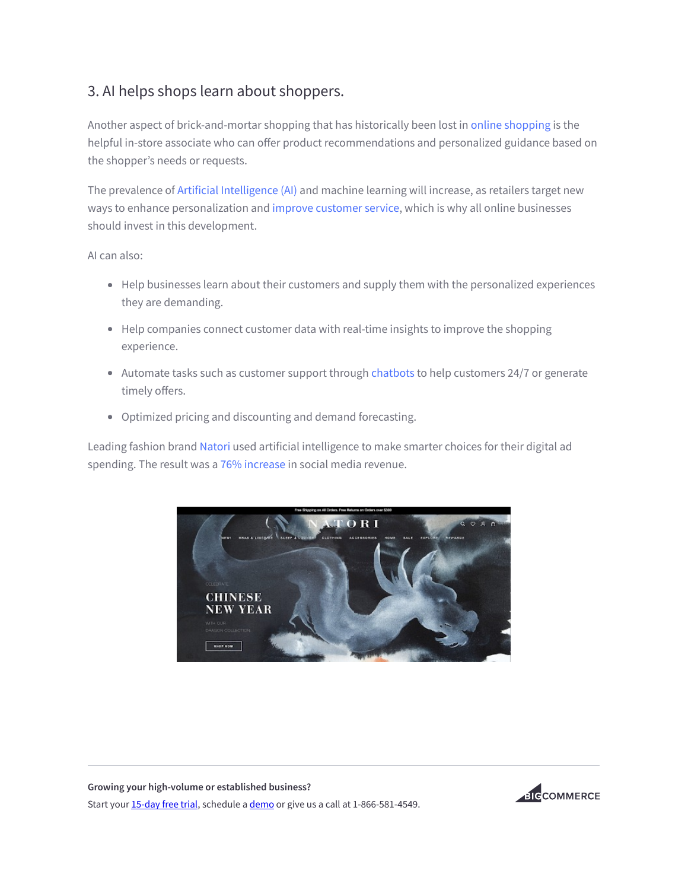### 3. AI helps shops learn about shoppers.

Another aspect of brick-and-mortar shopping that has historically been lost in online shopping is the helpful in-store associate who can offer product recommendations and personalized guidance based on the shopper's needs or requests.

The prevalence of Artificial Intelligence (AI) and machine learning will increase, as retailers target new ways to enhance personalization and improve customer service, which is why all online businesses should invest in this development.

AI can also:

- Help businesses learn about their customers and supply them with the personalized experiences they are demanding.
- Help companies connect customer data with real-time insights to improve the shopping experience.
- Automate tasks such as customer support through chatbots to help customers 24/7 or generate timely offers.
- Optimized pricing and discounting and demand forecasting.

Leading fashion brand Natori used artificial intelligence to make smarter choices for their digital ad spending. The result was a 76% increase in social media revenue.

**Growing your high-volume or established business?**

Start your 15-day free trial, schedule a demo or give us a call at 1-866-581-4549.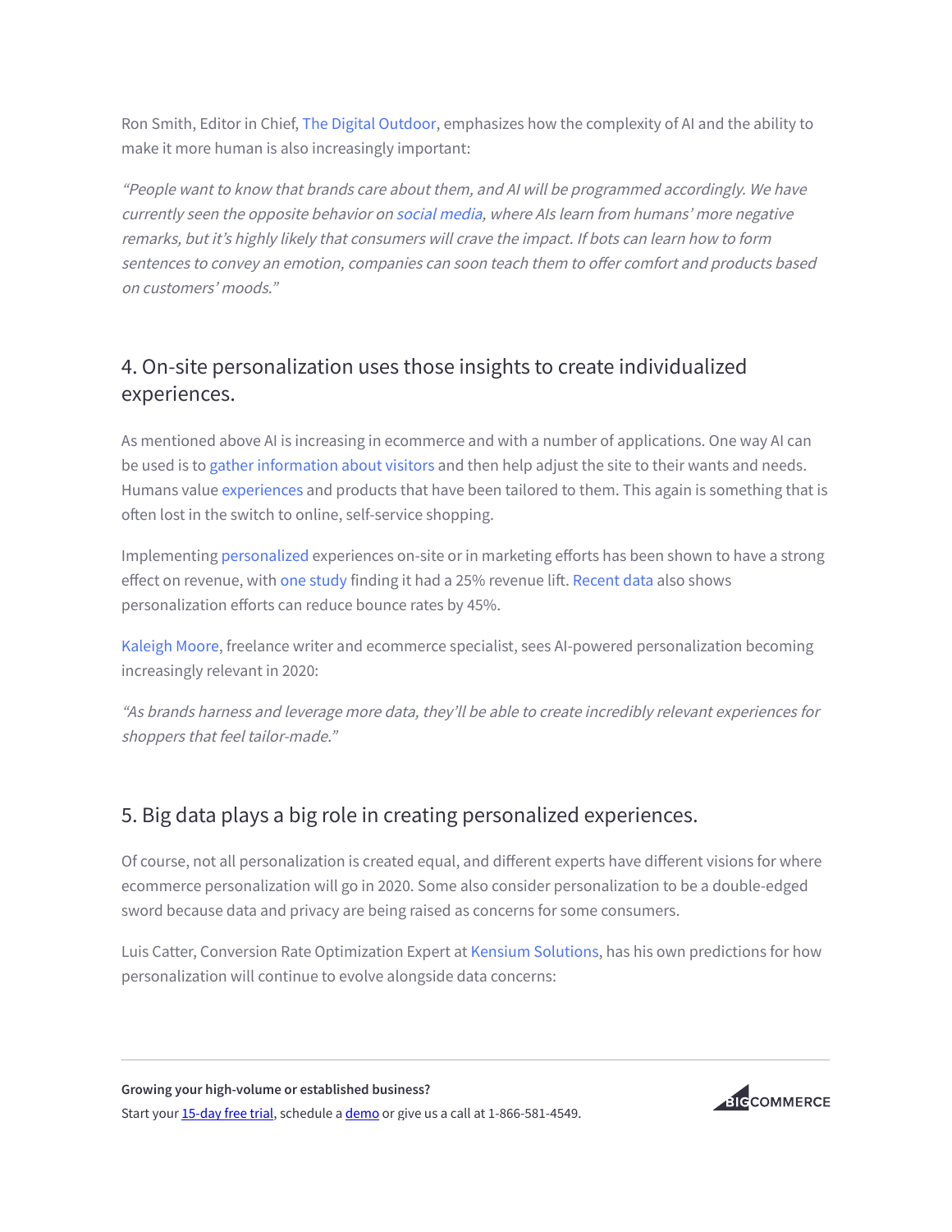Ron Smith, Editor in Chief, The Digital Outdoor, emphasizes how the complexity of AI and the ability to make it more human is also increasingly important:

*"People want to know that brands care about them, and AI will be programmed accordingly. We have currently seen the opposite behavior on social media, where AIs learn from humans' more negative remarks, but it's highly likely that consumers will crave the impact. If bots can learn how to form sentences to convey an emotion, companies can soon teach them to offer comfort and products based on customers' moods."*

## 4. On-site personalization uses those insights to create individualized experiences.

As mentioned above AI is increasing in ecommerce and with a number of applications. One way AI can be used is to gather information about visitors and then help adjust the site to their wants and needs. Humans value experiences and products that have been tailored to them. This again is something that is often lost in the switch to online, self-service shopping.

Implementing personalized experiences on-site or in marketing efforts has been shown to have a strong effect on revenue, with one study finding it had a 25% revenue lift. Recent data also shows personalization efforts can reduce bounce rates by 45%.

Kaleigh Moore, freelance writer and ecommerce specialist, sees AI-powered personalization becoming increasingly relevant in 2020:

*"As brands harness and leverage more data, they'll be able to create incredibly relevant experiences for shoppers that feel tailor-made."*

## 5. Big data plays a big role in creating personalized experiences.

Of course, not all personalization is created equal, and different experts have different visions for where ecommerce personalization will go in 2020. Some also consider personalization to be a double-edged sword because data and privacy are being raised as concerns for some consumers.

Luis Catter, Conversion Rate Optimization Expert at Kensium Solutions, has his own predictions for how personalization will continue to evolve alongside data concerns: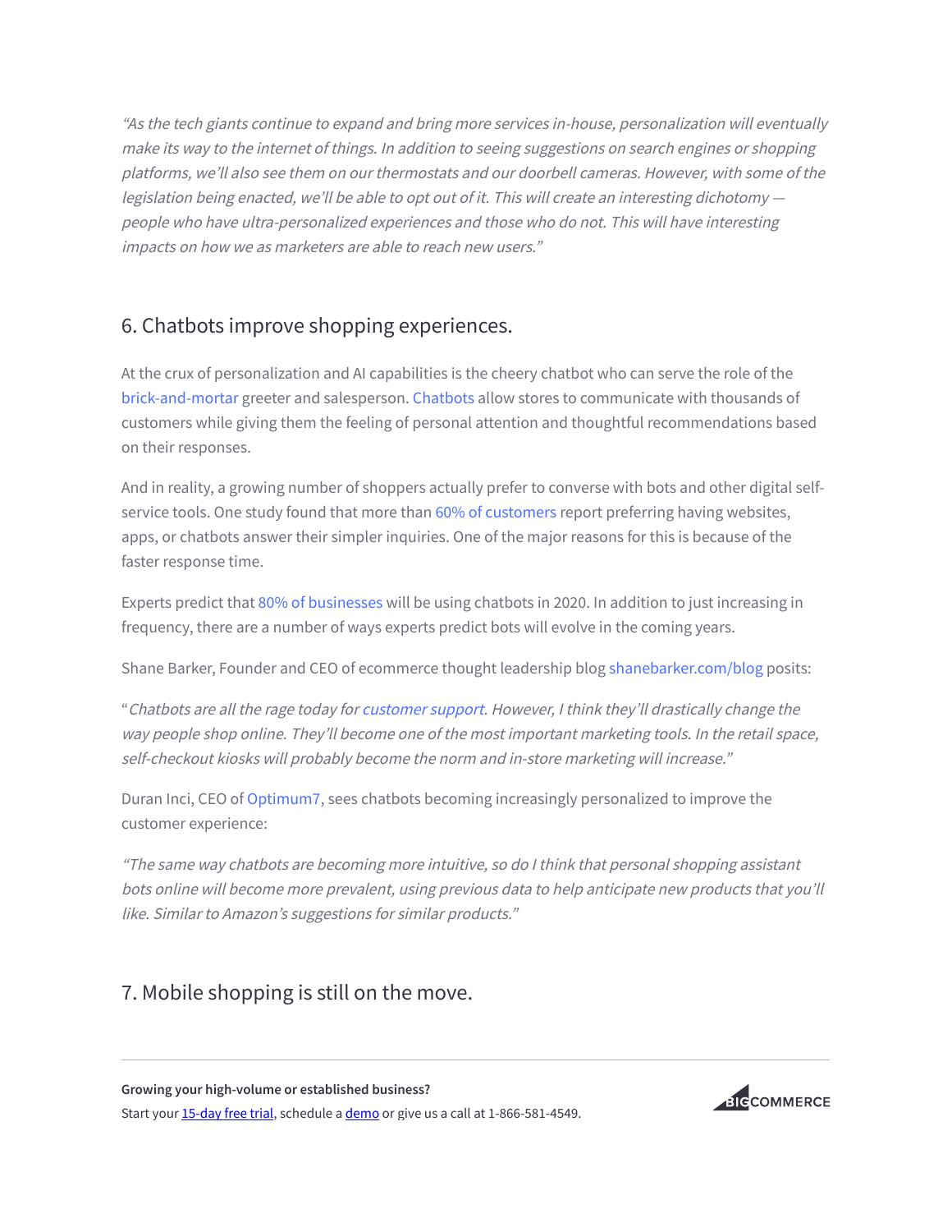*"As the tech giants continue to expand and bring more services in-house, personalization will eventually make its way to the internet of things. In addition to seeing suggestions on search engines or shopping platforms, we'll also see them on our thermostats and our doorbell cameras. However, with some of the legislation being enacted, we'll be able to opt out of it. This will create an interesting dichotomy — people who have ultra-personalized experiences and those who do not. This will have interesting impacts on how we as marketers are able to reach new users."*

## 6. Chatbots improve shopping experiences.

At the crux of personalization and AI capabilities is the cheery chatbot who can serve the role of the brick-and-mortar greeter and salesperson. Chatbots allow stores to communicate with thousands of customers while giving them the feeling of personal attention and thoughtful recommendations based on their responses.

And in reality, a growing number of shoppers actually prefer to converse with bots and other digital self-service tools. One study found that more than 60% of customers report preferring having websites, apps, or chatbots answer their simpler inquiries. One of the major reasons for this is because of the faster response time.

Experts predict that 80% of businesses will be using chatbots in 2020. In addition to just increasing in frequency, there are a number of ways experts predict bots will evolve in the coming years.

Shane Barker, Founder and CEO of ecommerce thought leadership blog shanebarker.com/blog posits:

"*Chatbots are all the rage today for customer support. However, I think they'll drastically change the way people shop online. They'll become one of the most important marketing tools. In the retail space, self-checkout kiosks will probably become the norm and in-store marketing will increase."*

Duran Inci, CEO of Optimum7, sees chatbots becoming increasingly personalized to improve the customer experience:

*"The same way chatbots are becoming more intuitive, so do I think that personal shopping assistant bots online will become more prevalent, using previous data to help anticipate new products that you'll like. Similar to Amazon's suggestions for similar products."*

## 7. Mobile shopping is still on the move.

**Growing your high-volume or established business?**
Start your 15-day free trial, schedule a demo or give us a call at 1-866-581-4549.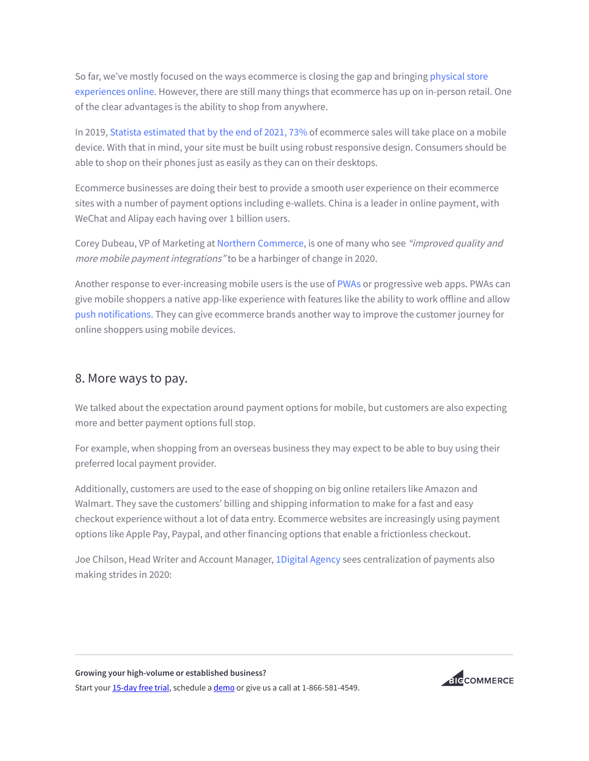So far, we've mostly focused on the ways ecommerce is closing the gap and bringing physical store experiences online. However, there are still many things that ecommerce has up on in-person retail. One of the clear advantages is the ability to shop from anywhere.

In 2019, Statista estimated that by the end of 2021, 73% of ecommerce sales will take place on a mobile device. With that in mind, your site must be built using robust responsive design. Consumers should be able to shop on their phones just as easily as they can on their desktops.

Ecommerce businesses are doing their best to provide a smooth user experience on their ecommerce sites with a number of payment options including e-wallets. China is a leader in online payment, with WeChat and Alipay each having over 1 billion users.

Corey Dubeau, VP of Marketing at Northern Commerce, is one of many who see *"improved quality and more mobile payment integrations"* to be a harbinger of change in 2020.

Another response to ever-increasing mobile users is the use of PWAs or progressive web apps. PWAs can give mobile shoppers a native app-like experience with features like the ability to work offline and allow push notifications. They can give ecommerce brands another way to improve the customer journey for online shoppers using mobile devices.

## 8. More ways to pay.

We talked about the expectation around payment options for mobile, but customers are also expecting more and better payment options full stop.

For example, when shopping from an overseas business they may expect to be able to buy using their preferred local payment provider.

Additionally, customers are used to the ease of shopping on big online retailers like Amazon and Walmart. They save the customers' billing and shipping information to make for a fast and easy checkout experience without a lot of data entry. Ecommerce websites are increasingly using payment options like Apple Pay, Paypal, and other financing options that enable a frictionless checkout.

Joe Chilson, Head Writer and Account Manager, 1Digital Agency sees centralization of payments also making strides in 2020: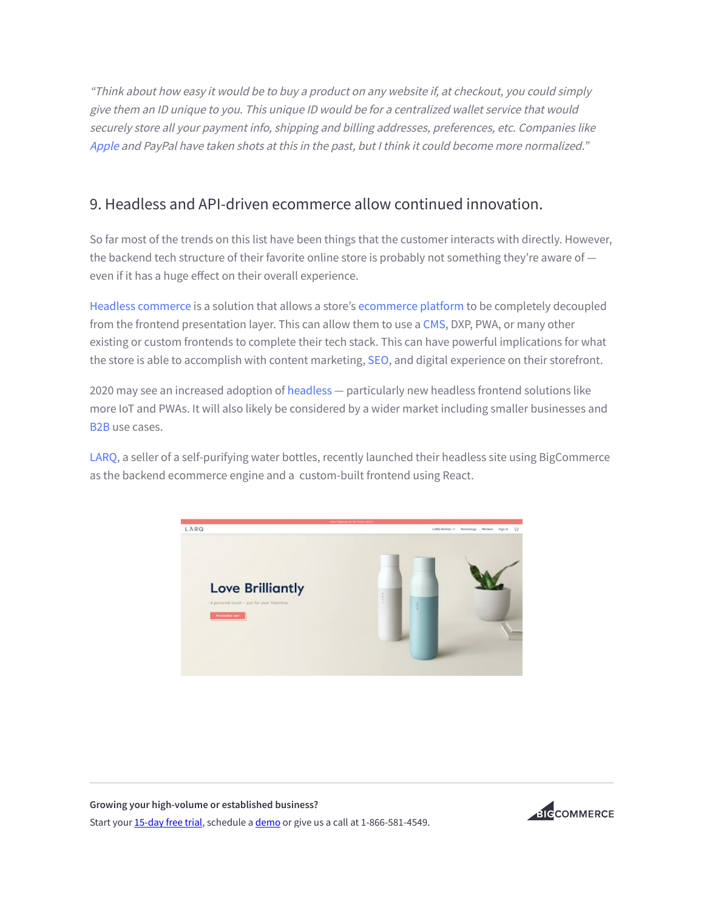*"Think about how easy it would be to buy a product on any website if, at checkout, you could simply give them an ID unique to you. This unique ID would be for a centralized wallet service that would securely store all your payment info, shipping and billing addresses, preferences, etc. Companies like Apple and PayPal have taken shots at this in the past, but I think it could become more normalized."*

## 9. Headless and API-driven ecommerce allow continued innovation.

So far most of the trends on this list have been things that the customer interacts with directly. However, the backend tech structure of their favorite online store is probably not something they're aware of — even if it has a huge effect on their overall experience.

Headless commerce is a solution that allows a store's ecommerce platform to be completely decoupled from the frontend presentation layer. This can allow them to use a CMS, DXP, PWA, or many other existing or custom frontends to complete their tech stack. This can have powerful implications for what the store is able to accomplish with content marketing, SEO, and digital experience on their storefront.

2020 may see an increased adoption of headless — particularly new headless frontend solutions like more IoT and PWAs. It will also likely be considered by a wider market including smaller businesses and B2B use cases.

LARQ, a seller of a self-purifying water bottles, recently launched their headless site using BigCommerce as the backend ecommerce engine and a custom-built frontend using React.

**Growing your high-volume or established business?**
Start your 15-day free trial, schedule a demo or give us a call at 1-866-581-4549.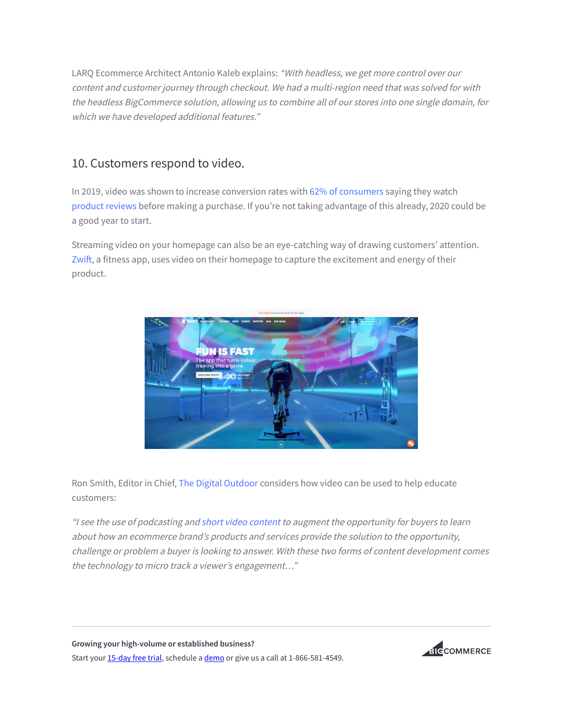LARQ Ecommerce Architect Antonio Kaleb explains: *"With headless, we get more control over our content and customer journey through checkout. We had a multi-region need that was solved for with the headless BigCommerce solution, allowing us to combine all of our stores into one single domain, for which we have developed additional features."*

## 10. Customers respond to video.

In 2019, video was shown to increase conversion rates with 62% of consumers saying they watch product reviews before making a purchase. If you're not taking advantage of this already, 2020 could be a good year to start.

Streaming video on your homepage can also be an eye-catching way of drawing customers' attention. Zwift, a fitness app, uses video on their homepage to capture the excitement and energy of their product.

Ron Smith, Editor in Chief, The Digital Outdoor considers how video can be used to help educate customers:

*"I see the use of podcasting and short video content to augment the opportunity for buyers to learn about how an ecommerce brand's products and services provide the solution to the opportunity, challenge or problem a buyer is looking to answer. With these two forms of content development comes the technology to micro track a viewer's engagement…"*

---

**Growing your high-volume or established business?**

Start your 15-day free trial, schedule a demo or give us a call at 1-866-581-4549.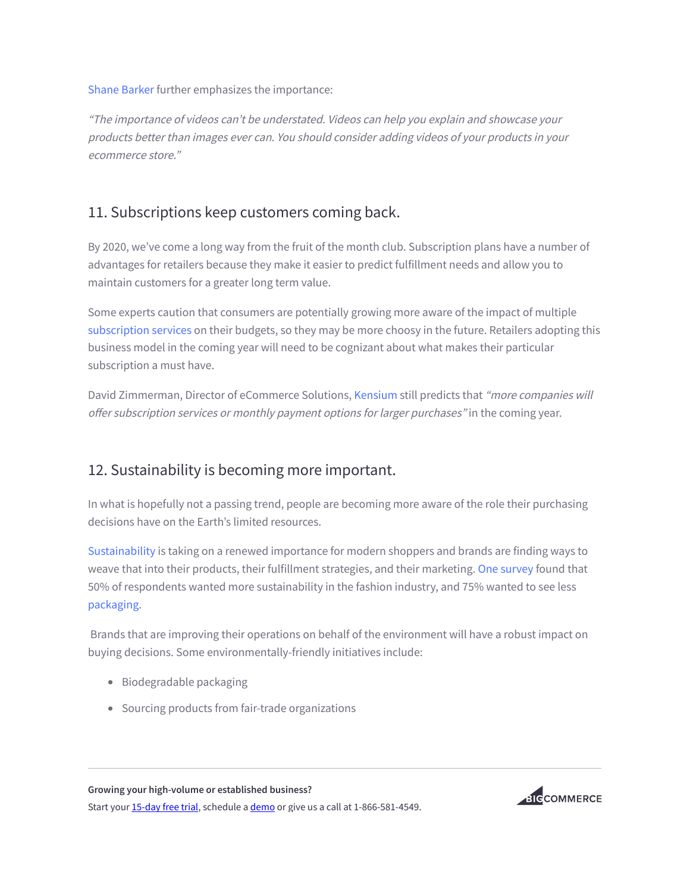Shane Barker further emphasizes the importance:

*"The importance of videos can't be understated. Videos can help you explain and showcase your products better than images ever can. You should consider adding videos of your products in your ecommerce store."*

## 11. Subscriptions keep customers coming back.

By 2020, we've come a long way from the fruit of the month club. Subscription plans have a number of advantages for retailers because they make it easier to predict fulfillment needs and allow you to maintain customers for a greater long term value.

Some experts caution that consumers are potentially growing more aware of the impact of multiple subscription services on their budgets, so they may be more choosy in the future. Retailers adopting this business model in the coming year will need to be cognizant about what makes their particular subscription a must have.

David Zimmerman, Director of eCommerce Solutions, Kensium still predicts that *"more companies will offer subscription services or monthly payment options for larger purchases"* in the coming year.

## 12. Sustainability is becoming more important.

In what is hopefully not a passing trend, people are becoming more aware of the role their purchasing decisions have on the Earth's limited resources.

Sustainability is taking on a renewed importance for modern shoppers and brands are finding ways to weave that into their products, their fulfillment strategies, and their marketing. One survey found that 50% of respondents wanted more sustainability in the fashion industry, and 75% wanted to see less packaging.

Brands that are improving their operations on behalf of the environment will have a robust impact on buying decisions. Some environmentally-friendly initiatives include:

- Biodegradable packaging
- Sourcing products from fair-trade organizations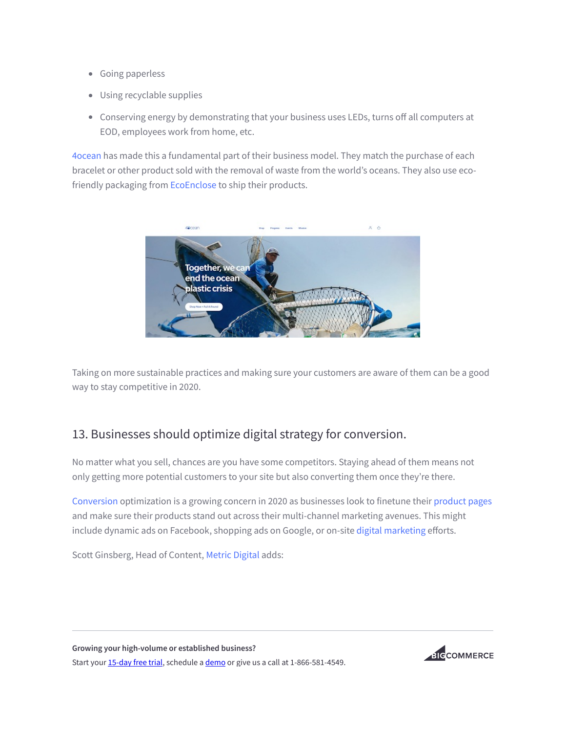- Going paperless
- Using recyclable supplies
- Conserving energy by demonstrating that your business uses LEDs, turns off all computers at EOD, employees work from home, etc.

4ocean has made this a fundamental part of their business model. They match the purchase of each bracelet or other product sold with the removal of waste from the world's oceans. They also use eco-friendly packaging from EcoEnclose to ship their products.

Taking on more sustainable practices and making sure your customers are aware of them can be a good way to stay competitive in 2020.

## 13. Businesses should optimize digital strategy for conversion.

No matter what you sell, chances are you have some competitors. Staying ahead of them means not only getting more potential customers to your site but also converting them once they're there.

Conversion optimization is a growing concern in 2020 as businesses look to finetune their product pages and make sure their products stand out across their multi-channel marketing avenues. This might include dynamic ads on Facebook, shopping ads on Google, or on-site digital marketing efforts.

Scott Ginsberg, Head of Content, Metric Digital adds: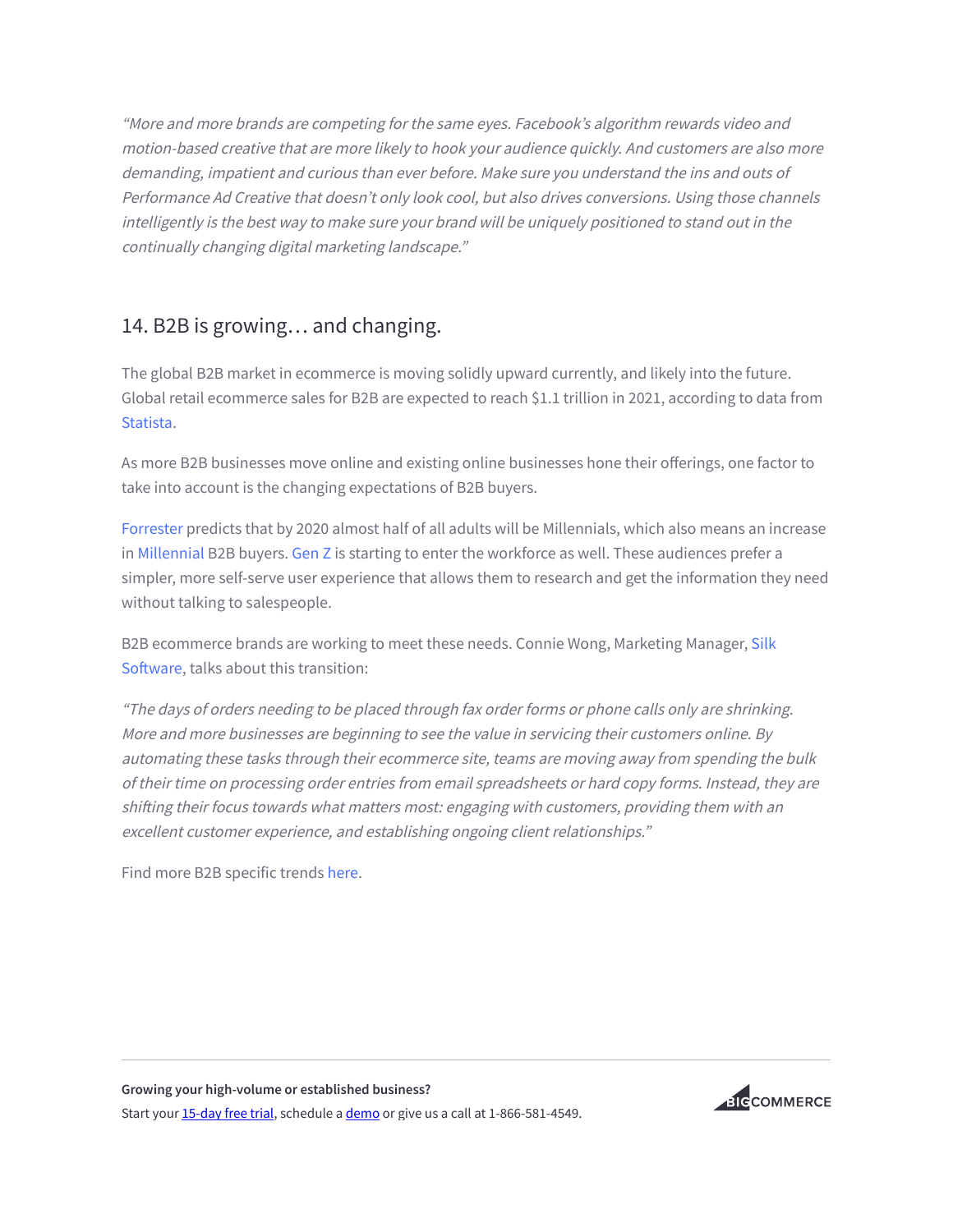*"More and more brands are competing for the same eyes. Facebook's algorithm rewards video and motion-based creative that are more likely to hook your audience quickly. And customers are also more demanding, impatient and curious than ever before. Make sure you understand the ins and outs of Performance Ad Creative that doesn't only look cool, but also drives conversions. Using those channels intelligently is the best way to make sure your brand will be uniquely positioned to stand out in the continually changing digital marketing landscape."*

## 14. B2B is growing… and changing.

The global B2B market in ecommerce is moving solidly upward currently, and likely into the future. Global retail ecommerce sales for B2B are expected to reach $1.1 trillion in 2021, according to data from Statista.

As more B2B businesses move online and existing online businesses hone their offerings, one factor to take into account is the changing expectations of B2B buyers.

Forrester predicts that by 2020 almost half of all adults will be Millennials, which also means an increase in Millennial B2B buyers. Gen Z is starting to enter the workforce as well. These audiences prefer a simpler, more self-serve user experience that allows them to research and get the information they need without talking to salespeople.

B2B ecommerce brands are working to meet these needs. Connie Wong, Marketing Manager, Silk Software, talks about this transition:

*"The days of orders needing to be placed through fax order forms or phone calls only are shrinking. More and more businesses are beginning to see the value in servicing their customers online. By automating these tasks through their ecommerce site, teams are moving away from spending the bulk of their time on processing order entries from email spreadsheets or hard copy forms. Instead, they are shifting their focus towards what matters most: engaging with customers, providing them with an excellent customer experience, and establishing ongoing client relationships."*

Find more B2B specific trends here.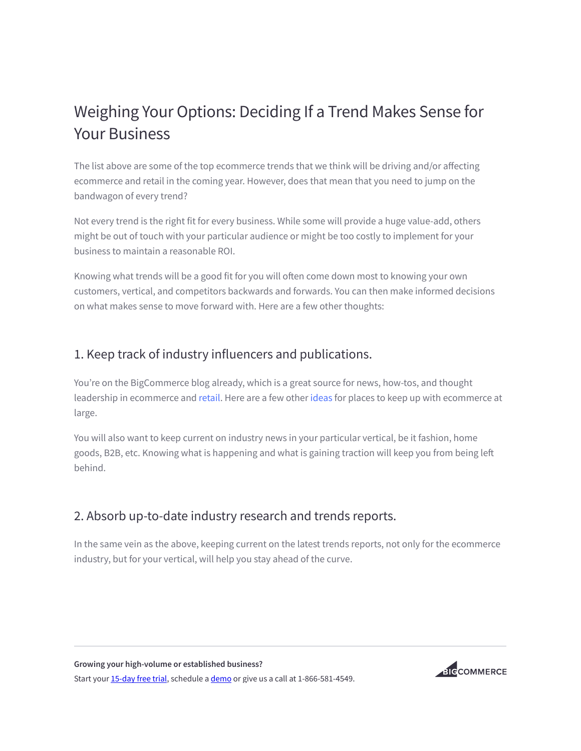## Weighing Your Options: Deciding If a Trend Makes Sense for Your Business

The list above are some of the top ecommerce trends that we think will be driving and/or affecting ecommerce and retail in the coming year. However, does that mean that you need to jump on the bandwagon of every trend?

Not every trend is the right fit for every business. While some will provide a huge value-add, others might be out of touch with your particular audience or might be too costly to implement for your business to maintain a reasonable ROI.

Knowing what trends will be a good fit for you will often come down most to knowing your own customers, vertical, and competitors backwards and forwards. You can then make informed decisions on what makes sense to move forward with. Here are a few other thoughts:

### 1. Keep track of industry influencers and publications.

You're on the BigCommerce blog already, which is a great source for news, how-tos, and thought leadership in ecommerce and retail. Here are a few other ideas for places to keep up with ecommerce at large.

You will also want to keep current on industry news in your particular vertical, be it fashion, home goods, B2B, etc. Knowing what is happening and what is gaining traction will keep you from being left behind.

### 2. Absorb up-to-date industry research and trends reports.

In the same vein as the above, keeping current on the latest trends reports, not only for the ecommerce industry, but for your vertical, will help you stay ahead of the curve.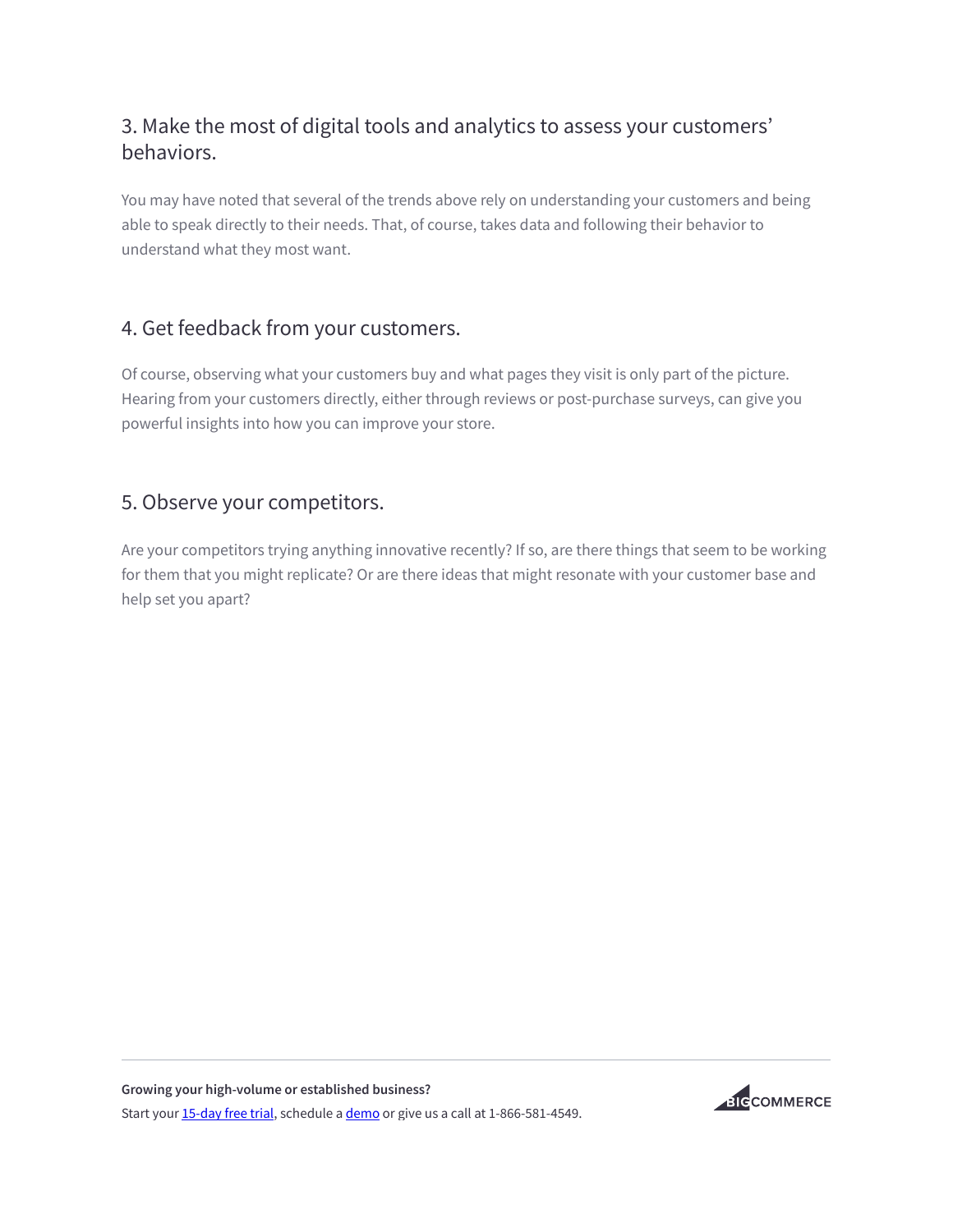### 3. Make the most of digital tools and analytics to assess your customers' behaviors.

You may have noted that several of the trends above rely on understanding your customers and being able to speak directly to their needs. That, of course, takes data and following their behavior to understand what they most want.

### 4. Get feedback from your customers.

Of course, observing what your customers buy and what pages they visit is only part of the picture. Hearing from your customers directly, either through reviews or post-purchase surveys, can give you powerful insights into how you can improve your store.

### 5. Observe your competitors.

Are your competitors trying anything innovative recently? If so, are there things that seem to be working for them that you might replicate? Or are there ideas that might resonate with your customer base and help set you apart?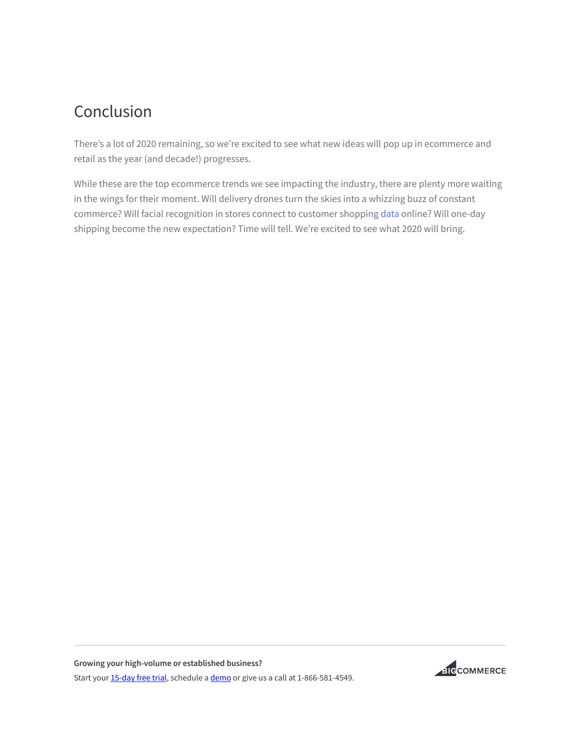## Conclusion

There's a lot of 2020 remaining, so we're excited to see what new ideas will pop up in ecommerce and retail as the year (and decade!) progresses.

While these are the top ecommerce trends we see impacting the industry, there are plenty more waiting in the wings for their moment. Will delivery drones turn the skies into a whizzing buzz of constant commerce? Will facial recognition in stores connect to customer shopping data online? Will one-day shipping become the new expectation? Time will tell. We're excited to see what 2020 will bring.